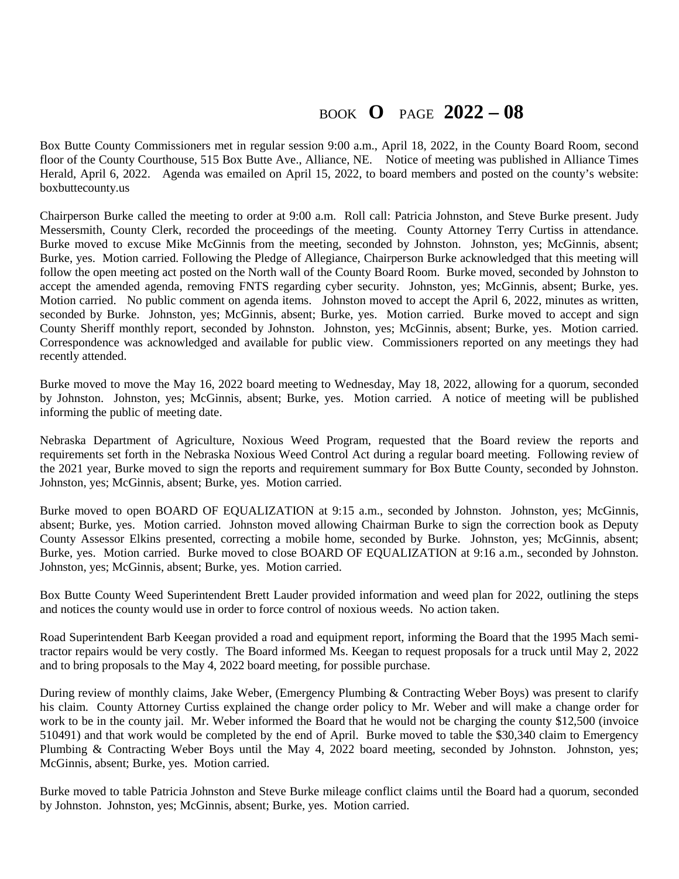BOOK **O** PAGE **2022 – 08**

Box Butte County Commissioners met in regular session 9:00 a.m., April 18, 2022, in the County Board Room, second floor of the County Courthouse, 515 Box Butte Ave., Alliance, NE. Notice of meeting was published in Alliance Times Herald, April 6, 2022. Agenda was emailed on April 15, 2022, to board members and posted on the county's website: boxbuttecounty.us

Chairperson Burke called the meeting to order at 9:00 a.m. Roll call: Patricia Johnston, and Steve Burke present. Judy Messersmith, County Clerk, recorded the proceedings of the meeting. County Attorney Terry Curtiss in attendance. Burke moved to excuse Mike McGinnis from the meeting, seconded by Johnston. Johnston, yes; McGinnis, absent; Burke, yes. Motion carried. Following the Pledge of Allegiance, Chairperson Burke acknowledged that this meeting will follow the open meeting act posted on the North wall of the County Board Room. Burke moved, seconded by Johnston to accept the amended agenda, removing FNTS regarding cyber security. Johnston, yes; McGinnis, absent; Burke, yes. Motion carried. No public comment on agenda items. Johnston moved to accept the April 6, 2022, minutes as written, seconded by Burke. Johnston, yes; McGinnis, absent; Burke, yes. Motion carried. Burke moved to accept and sign County Sheriff monthly report, seconded by Johnston. Johnston, yes; McGinnis, absent; Burke, yes. Motion carried. Correspondence was acknowledged and available for public view. Commissioners reported on any meetings they had recently attended.

Burke moved to move the May 16, 2022 board meeting to Wednesday, May 18, 2022, allowing for a quorum, seconded by Johnston. Johnston, yes; McGinnis, absent; Burke, yes. Motion carried. A notice of meeting will be published informing the public of meeting date.

Nebraska Department of Agriculture, Noxious Weed Program, requested that the Board review the reports and requirements set forth in the Nebraska Noxious Weed Control Act during a regular board meeting. Following review of the 2021 year, Burke moved to sign the reports and requirement summary for Box Butte County, seconded by Johnston. Johnston, yes; McGinnis, absent; Burke, yes. Motion carried.

Burke moved to open BOARD OF EQUALIZATION at 9:15 a.m., seconded by Johnston. Johnston, yes; McGinnis, absent; Burke, yes. Motion carried. Johnston moved allowing Chairman Burke to sign the correction book as Deputy County Assessor Elkins presented, correcting a mobile home, seconded by Burke. Johnston, yes; McGinnis, absent; Burke, yes. Motion carried. Burke moved to close BOARD OF EQUALIZATION at 9:16 a.m., seconded by Johnston. Johnston, yes; McGinnis, absent; Burke, yes. Motion carried.

Box Butte County Weed Superintendent Brett Lauder provided information and weed plan for 2022, outlining the steps and notices the county would use in order to force control of noxious weeds. No action taken.

Road Superintendent Barb Keegan provided a road and equipment report, informing the Board that the 1995 Mach semi-tractor repairs would be very costly. The Board informed Ms. Keegan to request proposals for a truck until May 2, 2022 and to bring proposals to the May 4, 2022 board meeting, for possible purchase.

During review of monthly claims, Jake Weber, (Emergency Plumbing & Contracting Weber Boys) was present to clarify his claim. County Attorney Curtiss explained the change order policy to Mr. Weber and will make a change order for work to be in the county jail. Mr. Weber informed the Board that he would not be charging the county $12,500 (invoice 510491) and that work would be completed by the end of April. Burke moved to table the $30,340 claim to Emergency Plumbing & Contracting Weber Boys until the May 4, 2022 board meeting, seconded by Johnston. Johnston, yes; McGinnis, absent; Burke, yes. Motion carried.

Burke moved to table Patricia Johnston and Steve Burke mileage conflict claims until the Board had a quorum, seconded by Johnston. Johnston, yes; McGinnis, absent; Burke, yes. Motion carried.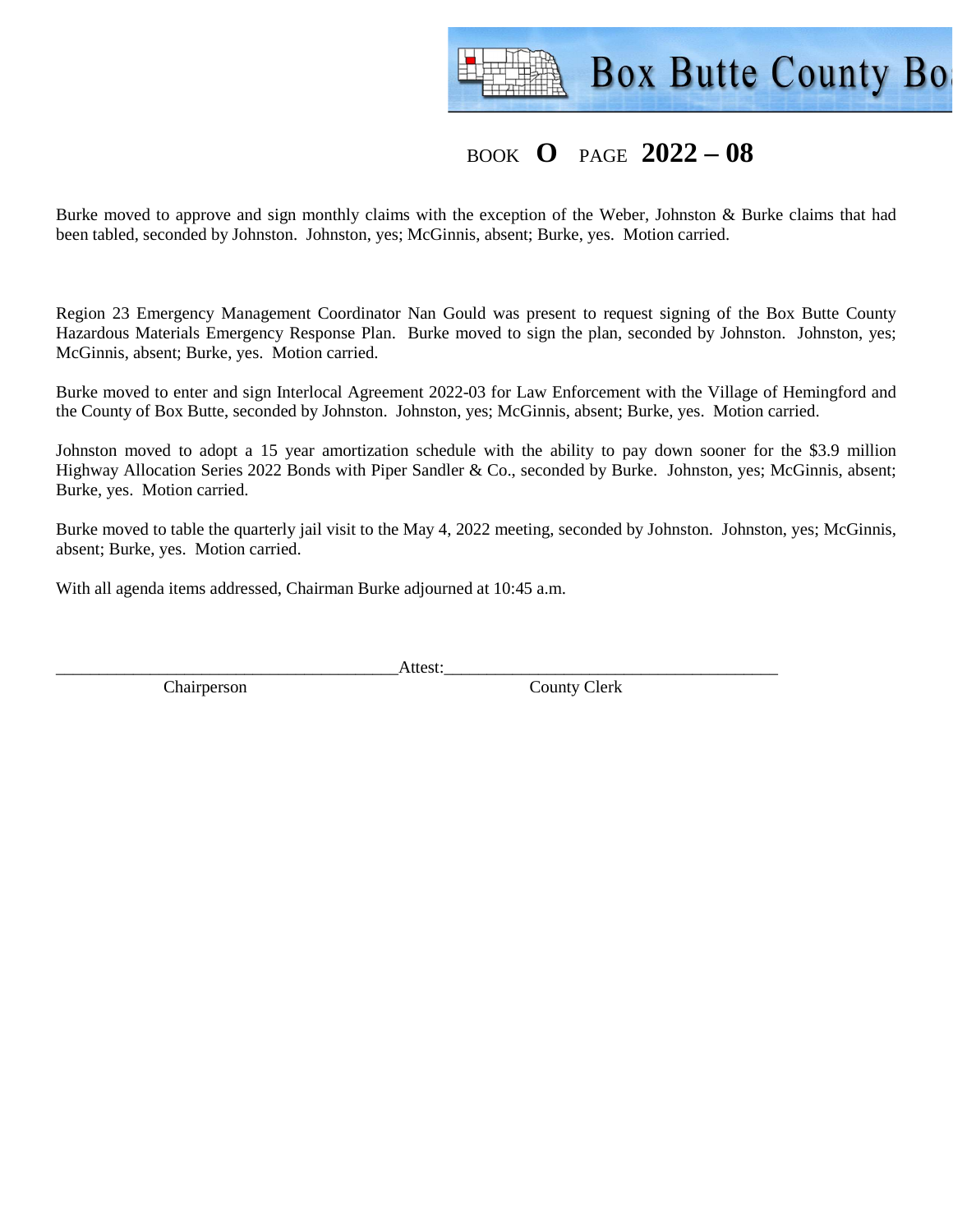BOOK **O** PAGE **2022 – 08**

Burke moved to approve and sign monthly claims with the exception of the Weber, Johnston & Burke claims that had been tabled, seconded by Johnston. Johnston, yes; McGinnis, absent; Burke, yes. Motion carried.

Region 23 Emergency Management Coordinator Nan Gould was present to request signing of the Box Butte County Hazardous Materials Emergency Response Plan. Burke moved to sign the plan, seconded by Johnston. Johnston, yes; McGinnis, absent; Burke, yes. Motion carried.

Burke moved to enter and sign Interlocal Agreement 2022-03 for Law Enforcement with the Village of Hemingford and the County of Box Butte, seconded by Johnston. Johnston, yes; McGinnis, absent; Burke, yes. Motion carried.

Johnston moved to adopt a 15 year amortization schedule with the ability to pay down sooner for the $3.9 million Highway Allocation Series 2022 Bonds with Piper Sandler & Co., seconded by Burke. Johnston, yes; McGinnis, absent; Burke, yes. Motion carried.

Burke moved to table the quarterly jail visit to the May 4, 2022 meeting, seconded by Johnston. Johnston, yes; McGinnis, absent; Burke, yes. Motion carried.

With all agenda items addressed, Chairman Burke adjourned at 10:45 a.m.

\_\_\_\_\_\_\_\_\_\_\_\_\_\_\_\_\_\_\_\_\_\_\_\_\_\_\_\_\_\_\_\_\_\_\_\_\_\_\_\_Attest:\_\_\_\_\_\_\_\_\_\_\_\_\_\_\_\_\_\_\_\_\_\_\_\_\_\_\_\_\_\_\_\_\_\_\_\_\_\_\_\_

Chairperson County Clerk